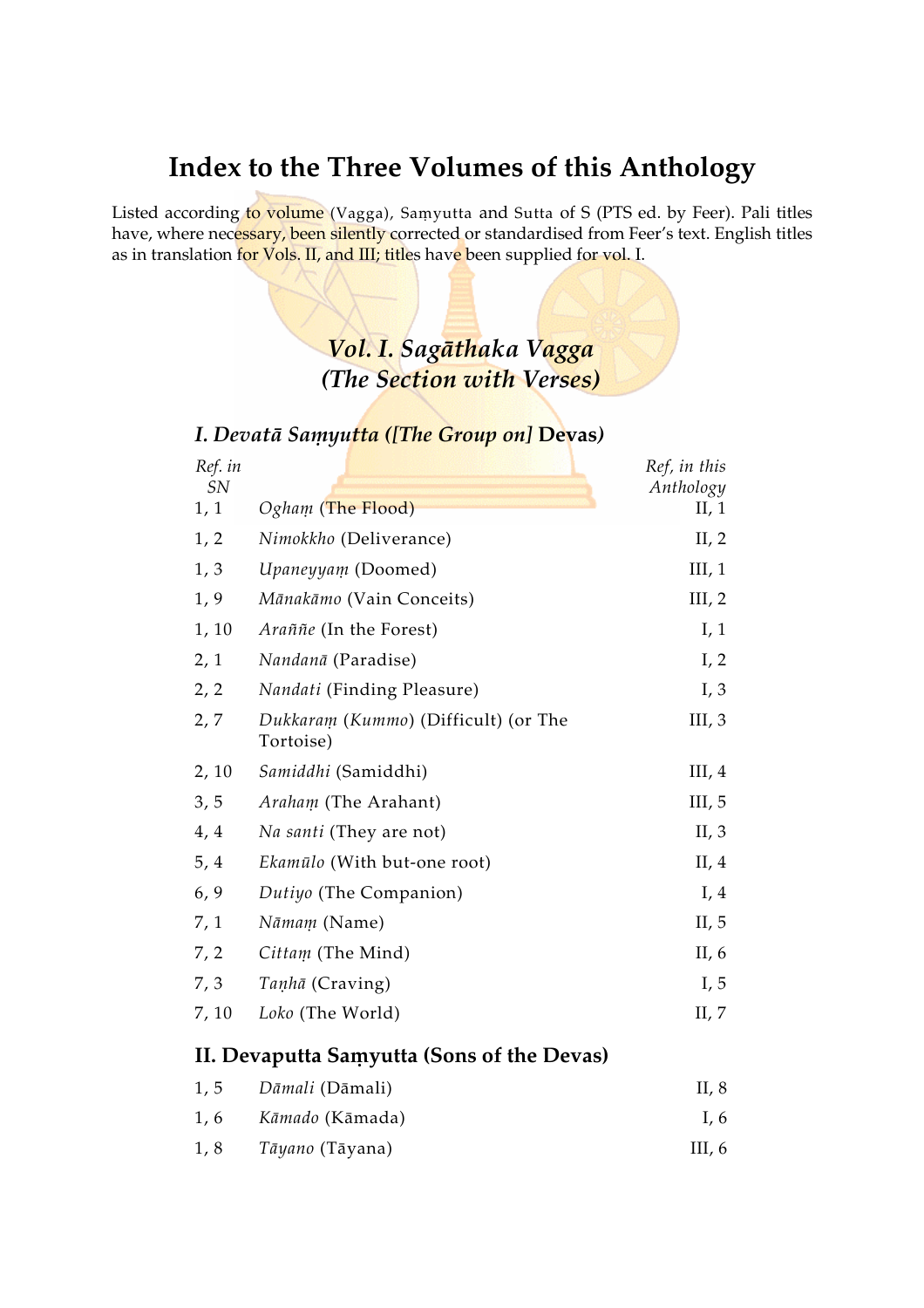# Index to the Three Volumes of this Anthology

Listed according to volume (Vagga), Saṃyutta and Sutta of S (PTS ed. by Feer). Pali titles have, where necessary, been silently corrected or standardised from Feer's text. English titles as in translation for Vols. II, and III; titles have been supplied for vol. I.

## *Vol. I. Sagāthaka Vagga (The Section with Verses)*

### *I. Devatā Saṃyutta ([The Group on]* Devas)

| *Ref. in SN* | | *Ref. in this Anthology* |
|---|---|---|
| 1, 1 | *Oghaṃ* (The Flood) | II, 1 |
| 1, 2 | *Nimokkho* (Deliverance) | II, 2 |
| 1, 3 | *Upaneyyaṃ* (Doomed) | III, 1 |
| 1, 9 | *Mānakāmo* (Vain Conceits) | III, 2 |
| 1, 10 | *Araññe* (In the Forest) | I, 1 |
| 2, 1 | *Nandanā* (Paradise) | I, 2 |
| 2, 2 | *Nandati* (Finding Pleasure) | I, 3 |
| 2, 7 | *Dukkaraṃ* (*Kummo*) (Difficult) (or The Tortoise) | III, 3 |
| 2, 10 | *Samiddhi* (Samiddhi) | III, 4 |
| 3, 5 | *Arahaṃ* (The Arahant) | III, 5 |
| 4, 4 | *Na santi* (They are not) | II, 3 |
| 5, 4 | *Ekamūlo* (With but-one root) | II, 4 |
| 6, 9 | *Dutiyo* (The Companion) | I, 4 |
| 7, 1 | *Nāmaṃ* (Name) | II, 5 |
| 7, 2 | *Cittaṃ* (The Mind) | II, 6 |
| 7, 3 | *Taṇhā* (Craving) | I, 5 |
| 7, 10 | *Loko* (The World) | II, 7 |

### II. Devaputta Saṃyutta (Sons of the Devas)

| | | |
|---|---|---|
| 1, 5 | *Dāmali* (Dāmali) | II, 8 |
| 1, 6 | *Kāmado* (Kāmada) | I, 6 |
| 1, 8 | *Tāyano* (Tāyana) | III, 6 |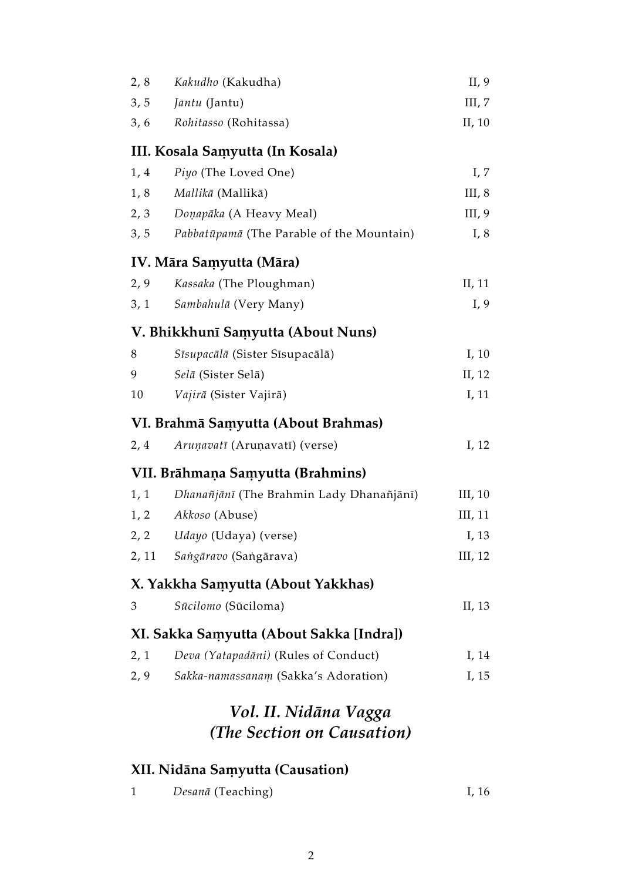| | | |
|---|---|---|
| 2, 8 | *Kakudho* (Kakudha) | II, 9 |
| 3, 5 | *Jantu* (Jantu) | III, 7 |
| 3, 6 | *Rohitasso* (Rohitassa) | II, 10 |

### III. Kosala Saṃyutta (In Kosala)

| | | |
|---|---|---|
| 1, 4 | *Piyo* (The Loved One) | I, 7 |
| 1, 8 | *Mallikā* (Mallikā) | III, 8 |
| 2, 3 | *Doṇapāka* (A Heavy Meal) | III, 9 |
| 3, 5 | *Pabbatūpamā* (The Parable of the Mountain) | I, 8 |

### IV. Māra Saṃyutta (Māra)

| | | |
|---|---|---|
| 2, 9 | *Kassaka* (The Ploughman) | II, 11 |
| 3, 1 | *Sambahulā* (Very Many) | I, 9 |

### V. Bhikkhunī Saṃyutta (About Nuns)

| | | |
|---|---|---|
| 8 | *Sīsupacālā* (Sister Sīsupacālā) | I, 10 |
| 9 | *Selā* (Sister Selā) | II, 12 |
| 10 | *Vajirā* (Sister Vajirā) | I, 11 |

### VI. Brahmā Saṃyutta (About Brahmas)

| | | |
|---|---|---|
| 2, 4 | *Aruṇavatī* (Aruṇavatī) (verse) | I, 12 |

### VII. Brāhmaṇa Saṃyutta (Brahmins)

| | | |
|---|---|---|
| 1, 1 | *Dhanañjānī* (The Brahmin Lady Dhanañjānī) | III, 10 |
| 1, 2 | *Akkoso* (Abuse) | III, 11 |
| 2, 2 | *Udayo* (Udaya) (verse) | I, 13 |
| 2, 11 | *Saṅgāravo* (Saṅgārava) | III, 12 |

### X. Yakkha Saṃyutta (About Yakkhas)

| | | |
|---|---|---|
| 3 | *Sūcilomo* (Sūciloma) | II, 13 |

### XI. Sakka Saṃyutta (About Sakka [Indra])

| | | |
|---|---|---|
| 2, 1 | *Deva (Yatapadāni)* (Rules of Conduct) | I, 14 |
| 2, 9 | *Sakka-namassanaṃ* (Sakka's Adoration) | I, 15 |

## *Vol. II. Nidāna Vagga (The Section on Causation)*

### XII. Nidāna Saṃyutta (Causation)

| | | |
|---|---|---|
| 1 | *Desanā* (Teaching) | I, 16 |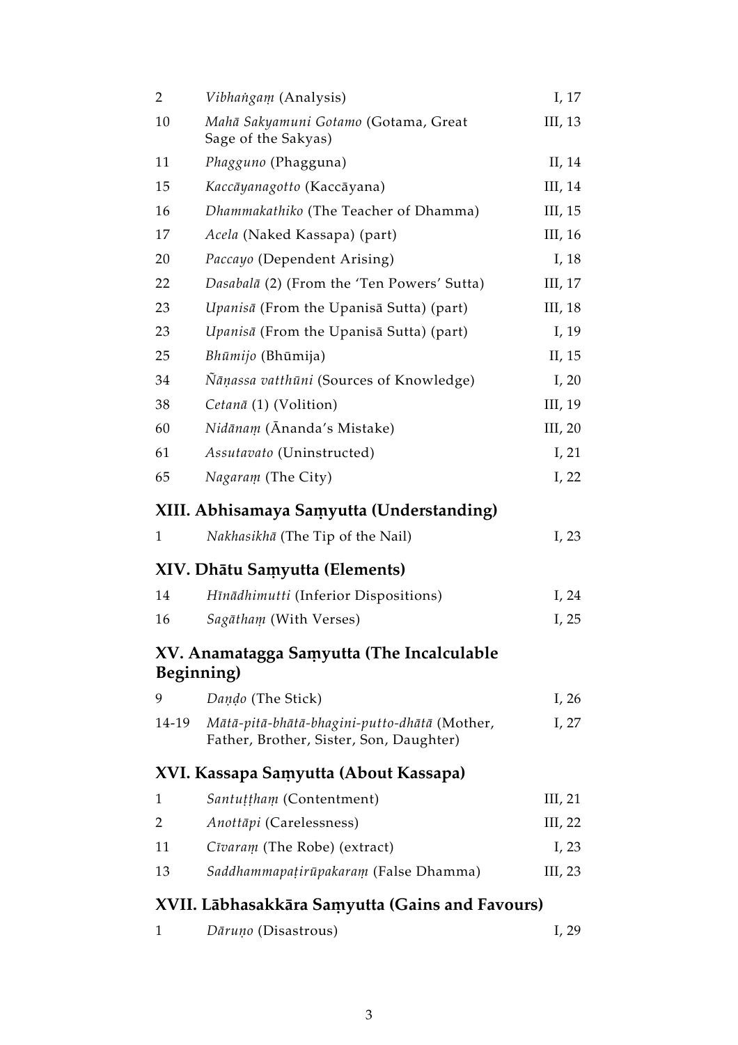| | | |
|---|---|---|
| 2 | *Vibhaṅgaṃ* (Analysis) | I, 17 |
| 10 | *Mahā Sakyamuni Gotamo* (Gotama, Great Sage of the Sakyas) | III, 13 |
| 11 | *Phagguno* (Phagguna) | II, 14 |
| 15 | *Kaccāyanagotto* (Kaccāyana) | III, 14 |
| 16 | *Dhammakathiko* (The Teacher of Dhamma) | III, 15 |
| 17 | *Acela* (Naked Kassapa) (part) | III, 16 |
| 20 | *Paccayo* (Dependent Arising) | I, 18 |
| 22 | *Dasabalā* (2) (From the 'Ten Powers' Sutta) | III, 17 |
| 23 | *Upanisā* (From the Upanisā Sutta) (part) | III, 18 |
| 23 | *Upanisā* (From the Upanisā Sutta) (part) | I, 19 |
| 25 | *Bhūmijo* (Bhūmija) | II, 15 |
| 34 | *Ñāṇassa vatthūni* (Sources of Knowledge) | I, 20 |
| 38 | *Cetanā* (1) (Volition) | III, 19 |
| 60 | *Nidānaṃ* (Ānanda's Mistake) | III, 20 |
| 61 | *Assutavato* (Uninstructed) | I, 21 |
| 65 | *Nagaraṃ* (The City) | I, 22 |

## XIII. Abhisamaya Saṃyutta (Understanding)

| | | |
|---|---|---|
| 1 | *Nakhasikhā* (The Tip of the Nail) | I, 23 |

## XIV. Dhātu Saṃyutta (Elements)

| | | |
|---|---|---|
| 14 | *Hīnādhimutti* (Inferior Dispositions) | I, 24 |
| 16 | *Sagāthaṃ* (With Verses) | I, 25 |

## XV. Anamatagga Saṃyutta (The Incalculable Beginning)

| | | |
|---|---|---|
| 9 | *Daṇḍo* (The Stick) | I, 26 |
| 14-19 | *Mātā-pitā-bhātā-bhagini-putto-dhātā* (Mother, Father, Brother, Sister, Son, Daughter) | I, 27 |

## XVI. Kassapa Saṃyutta (About Kassapa)

| | | |
|---|---|---|
| 1 | *Santuṭṭhaṃ* (Contentment) | III, 21 |
| 2 | *Anottāpi* (Carelessness) | III, 22 |
| 11 | *Cīvaraṃ* (The Robe) (extract) | I, 23 |
| 13 | *Saddhammapaṭirūpakaraṃ* (False Dhamma) | III, 23 |

## XVII. Lābhasakkāra Saṃyutta (Gains and Favours)

| | | |
|---|---|---|
| 1 | *Dāruṇo* (Disastrous) | I, 29 |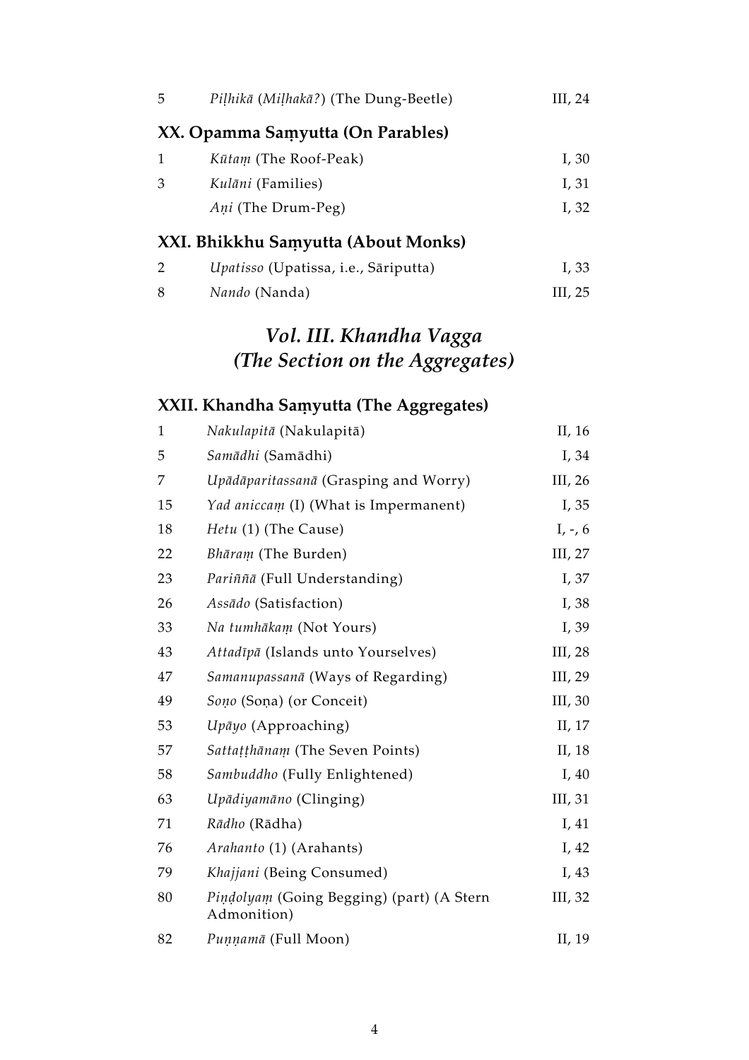| | | |
|---|---|---|
| 5 | *Piḷhikā* (*Miḷhakā?*) (The Dung-Beetle) | III, 24 |

### XX. Opamma Saṃyutta (On Parables)

| | | |
|---|---|---|
| 1 | *Kūtaṃ* (The Roof-Peak) | I, 30 |
| 3 | *Kulāni* (Families) | I, 31 |
| | *Aṇi* (The Drum-Peg) | I, 32 |

### XXI. Bhikkhu Saṃyutta (About Monks)

| | | |
|---|---|---|
| 2 | *Upatisso* (Upatissa, i.e., Sāriputta) | I, 33 |
| 8 | *Nando* (Nanda) | III, 25 |

## *Vol. III. Khandha Vagga (The Section on the Aggregates)*

### XXII. Khandha Saṃyutta (The Aggregates)

| | | |
|---|---|---|
| 1 | *Nakulapitā* (Nakulapitā) | II, 16 |
| 5 | *Samādhi* (Samādhi) | I, 34 |
| 7 | *Upādāparitassanā* (Grasping and Worry) | III, 26 |
| 15 | *Yad aniccaṃ* (I) (What is Impermanent) | I, 35 |
| 18 | *Hetu* (1) (The Cause) | I, -, 6 |
| 22 | *Bhāraṃ* (The Burden) | III, 27 |
| 23 | *Pariññā* (Full Understanding) | I, 37 |
| 26 | *Assādo* (Satisfaction) | I, 38 |
| 33 | *Na tumhākaṃ* (Not Yours) | I, 39 |
| 43 | *Attadīpā* (Islands unto Yourselves) | III, 28 |
| 47 | *Samanupassanā* (Ways of Regarding) | III, 29 |
| 49 | *Soṇo* (Soṇa) (or Conceit) | III, 30 |
| 53 | *Upāyo* (Approaching) | II, 17 |
| 57 | *Sattaṭṭhānaṃ* (The Seven Points) | II, 18 |
| 58 | *Sambuddho* (Fully Enlightened) | I, 40 |
| 63 | *Upādiyamāno* (Clinging) | III, 31 |
| 71 | *Rādho* (Rādha) | I, 41 |
| 76 | *Arahanto* (1) (Arahants) | I, 42 |
| 79 | *Khajjani* (Being Consumed) | I, 43 |
| 80 | *Piṇḍolyaṃ* (Going Begging) (part) (A Stern Admonition) | III, 32 |
| 82 | *Puṇṇamā* (Full Moon) | II, 19 |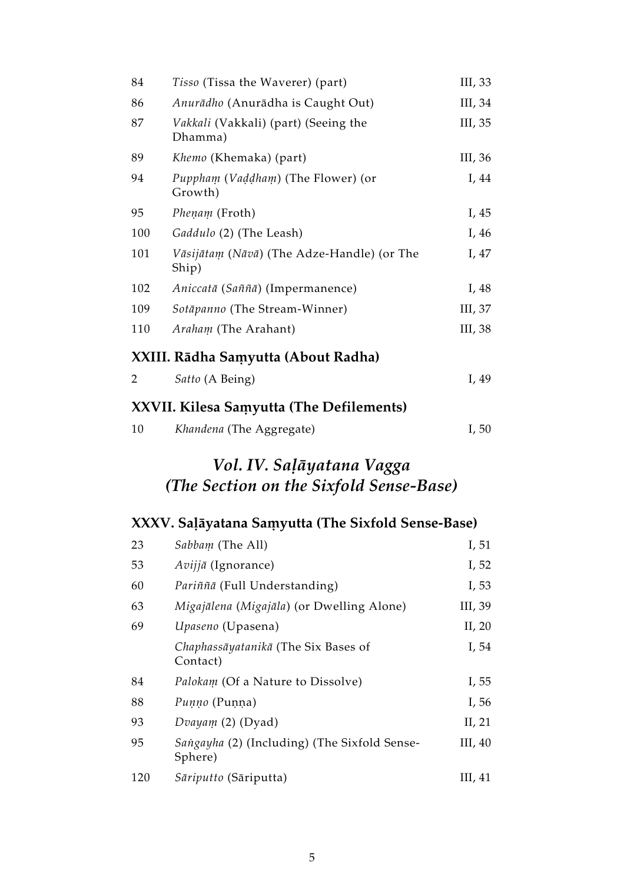| | | |
|---|---|---|
| 84 | *Tisso* (Tissa the Waverer) (part) | III, 33 |
| 86 | *Anurādho* (Anurādha is Caught Out) | III, 34 |
| 87 | *Vakkali* (Vakkali) (part) (Seeing the Dhamma) | III, 35 |
| 89 | *Khemo* (Khemaka) (part) | III, 36 |
| 94 | *Pupphaṃ* (*Vaḍḍhaṃ*) (The Flower) (or Growth) | I, 44 |
| 95 | *Pheṇaṃ* (Froth) | I, 45 |
| 100 | *Gaddulo* (2) (The Leash) | I, 46 |
| 101 | *Vāsijātaṃ* (*Nāvā*) (The Adze-Handle) (or The Ship) | I, 47 |
| 102 | *Aniccatā* (*Saññā*) (Impermanence) | I, 48 |
| 109 | *Sotāpanno* (The Stream-Winner) | III, 37 |
| 110 | *Arahaṃ* (The Arahant) | III, 38 |

### XXIII. Rādha Saṃyutta (About Radha)

| | | |
|---|---|---|
| 2 | *Satto* (A Being) | I, 49 |

### XXVII. Kilesa Saṃyutta (The Defilements)

| | | |
|---|---|---|
| 10 | *Khandena* (The Aggregate) | I, 50 |

## *Vol. IV. Saḷāyatana Vagga (The Section on the Sixfold Sense-Base)*

### XXXV. Saḷāyatana Saṃyutta (The Sixfold Sense-Base)

| | | |
|---|---|---|
| 23 | *Sabbaṃ* (The All) | I, 51 |
| 53 | *Avijjā* (Ignorance) | I, 52 |
| 60 | *Pariññā* (Full Understanding) | I, 53 |
| 63 | *Migajālena* (*Migajāla*) (or Dwelling Alone) | III, 39 |
| 69 | *Upaseno* (Upasena) | II, 20 |
| | *Chaphassāyatanikā* (The Six Bases of Contact) | I, 54 |
| 84 | *Palokaṃ* (Of a Nature to Dissolve) | I, 55 |
| 88 | *Puṇṇo* (Puṇṇa) | I, 56 |
| 93 | *Dvayaṃ* (2) (Dyad) | II, 21 |
| 95 | *Saṅgayha* (2) (Including) (The Sixfold Sense-Sphere) | III, 40 |
| 120 | *Sāriputto* (Sāriputta) | III, 41 |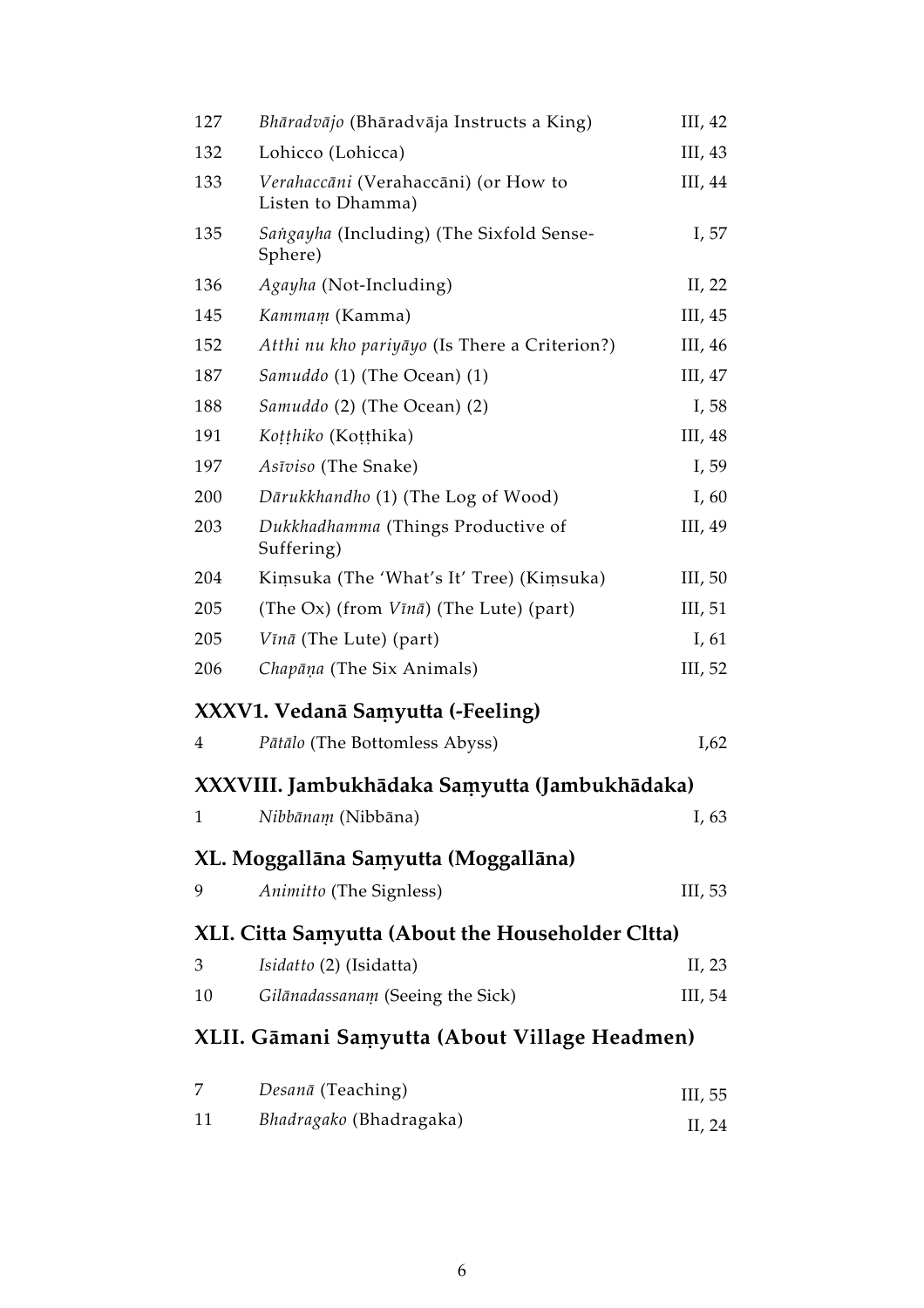| | | |
|---|---|---|
| 127 | *Bhāradvājo* (Bhāradvāja Instructs a King) | III, 42 |
| 132 | Lohicco (Lohicca) | III, 43 |
| 133 | *Verahaccāni* (Verahaccāni) (or How to Listen to Dhamma) | III, 44 |
| 135 | *Saṅgayha* (Including) (The Sixfold Sense-Sphere) | I, 57 |
| 136 | *Agayha* (Not-Including) | II, 22 |
| 145 | *Kammaṃ* (Kamma) | III, 45 |
| 152 | *Atthi nu kho pariyāyo* (Is There a Criterion?) | III, 46 |
| 187 | *Samuddo* (1) (The Ocean) (1) | III, 47 |
| 188 | *Samuddo* (2) (The Ocean) (2) | I, 58 |
| 191 | *Koṭṭhiko* (Koṭṭhika) | III, 48 |
| 197 | *Asīviso* (The Snake) | I, 59 |
| 200 | *Dārukkhandho* (1) (The Log of Wood) | I, 60 |
| 203 | *Dukkhadhamma* (Things Productive of Suffering) | III, 49 |
| 204 | Kiṃsuka (The 'What's It' Tree) (Kiṃsuka) | III, 50 |
| 205 | (The Ox) (from *Vīnā*) (The Lute) (part) | III, 51 |
| 205 | *Vīnā* (The Lute) (part) | I, 61 |
| 206 | *Chapāṇa* (The Six Animals) | III, 52 |

## XXXV1. Vedanā Saṃyutta (-Feeling)

| | | |
|---|---|---|
| 4 | *Pātālo* (The Bottomless Abyss) | I,62 |

## XXXVIII. Jambukhādaka Saṃyutta (Jambukhādaka)

| | | |
|---|---|---|
| 1 | *Nibbānaṃ* (Nibbāna) | I, 63 |

## XL. Moggallāna Saṃyutta (Moggallāna)

| | | |
|---|---|---|
| 9 | *Animitto* (The Signless) | III, 53 |

## XLI. Citta Saṃyutta (About the Householder Cltta)

| | | |
|---|---|---|
| 3 | *Isidatto* (2) (Isidatta) | II, 23 |
| 10 | *Gilānadassanaṃ* (Seeing the Sick) | III, 54 |

## XLII. Gāmani Saṃyutta (About Village Headmen)

| | | |
|---|---|---|
| 7 | *Desanā* (Teaching) | III, 55 |
| 11 | *Bhadragako* (Bhadragaka) | II, 24 |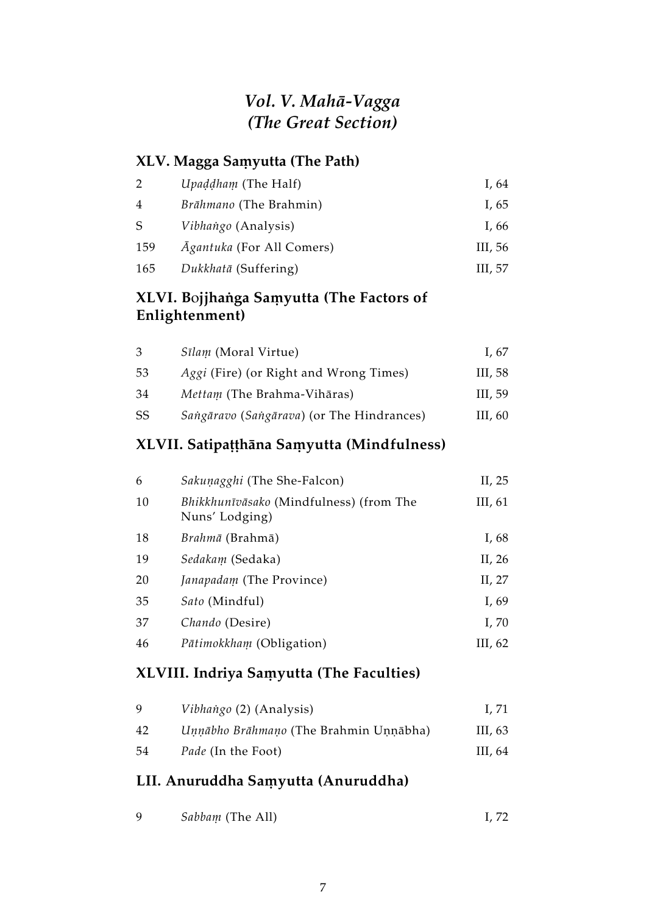## *Vol. V. Mahā-Vagga (The Great Section)*

### XLV. Magga Saṃyutta (The Path)

| | | |
|---|---|---|
| 2 | *Upaḍḍhaṃ* (The Half) | I, 64 |
| 4 | *Brāhmano* (The Brahmin) | I, 65 |
| S | *Vibhaṅgo* (Analysis) | I, 66 |
| 159 | *Āgantuka* (For All Comers) | III, 56 |
| 165 | *Dukkhatā* (Suffering) | III, 57 |

### XLVI. Bojjhaṅga Saṃyutta (The Factors of Enlightenment)

| | | |
|---|---|---|
| 3 | *Sīlaṃ* (Moral Virtue) | I, 67 |
| 53 | *Aggi* (Fire) (or Right and Wrong Times) | III, 58 |
| 34 | *Mettaṃ* (The Brahma-Vihāras) | III, 59 |
| SS | *Saṅgāravo* (*Saṅgārava*) (or The Hindrances) | III, 60 |

### XLVII. Satipaṭṭhāna Saṃyutta (Mindfulness)

| | | |
|---|---|---|
| 6 | *Sakuṇagghi* (The She-Falcon) | II, 25 |
| 10 | *Bhikkhunīvāsako* (Mindfulness) (from The Nuns' Lodging) | III, 61 |
| 18 | *Brahmā* (Brahmā) | I, 68 |
| 19 | *Sedakaṃ* (Sedaka) | II, 26 |
| 20 | *Janapadaṃ* (The Province) | II, 27 |
| 35 | *Sato* (Mindful) | I, 69 |
| 37 | *Chando* (Desire) | I, 70 |
| 46 | *Pātimokkhaṃ* (Obligation) | III, 62 |

### XLVIII. Indriya Saṃyutta (The Faculties)

| | | |
|---|---|---|
| 9 | *Vibhaṅgo* (2) (Analysis) | I, 71 |
| 42 | *Uṇṇābho Brāhmaṇo* (The Brahmin Uṇṇābha) | III, 63 |
| 54 | *Pade* (In the Foot) | III, 64 |

### LII. Anuruddha Saṃyutta (Anuruddha)

| | | |
|---|---|---|
| 9 | *Sabbaṃ* (The All) | I, 72 |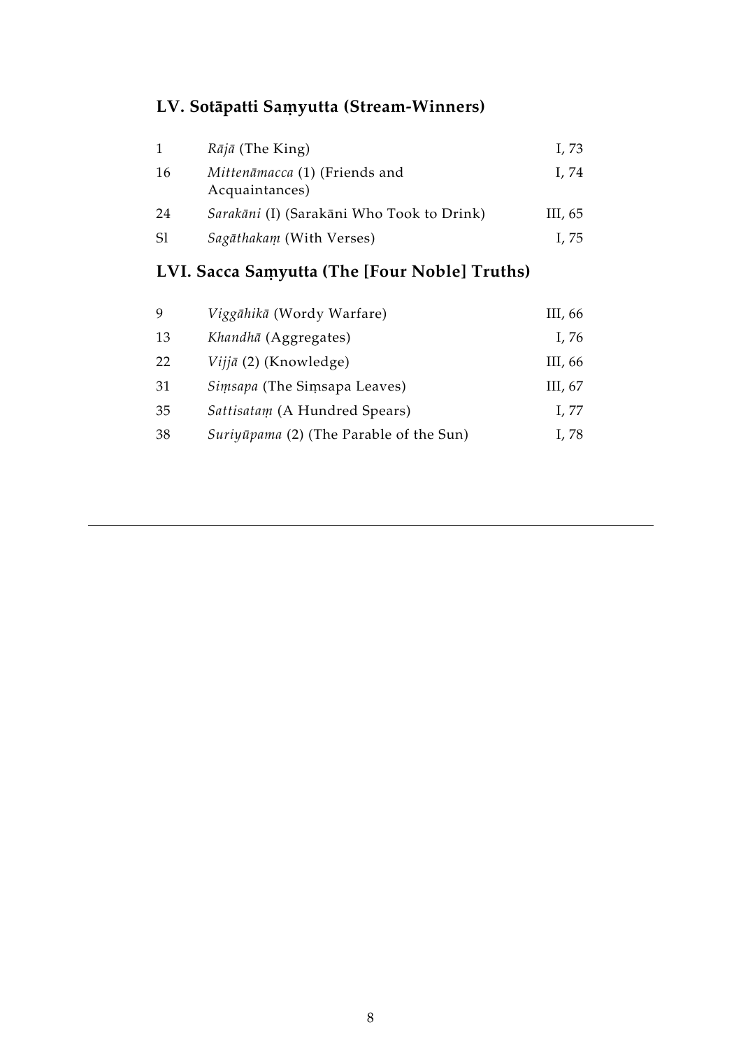## LV. Sotāpatti Saṃyutta (Stream-Winners)

| | | |
|---|---|---|
| 1 | *Rājā* (The King) | I, 73 |
| 16 | *Mittenāmacca* (1) (Friends and Acquaintances) | I, 74 |
| 24 | *Sarakāni* (I) (Sarakāni Who Took to Drink) | III, 65 |
| Sl | *Sagāthakaṃ* (With Verses) | I, 75 |

## LVI. Sacca Saṃyutta (The [Four Noble] Truths)

| | | |
|---|---|---|
| 9 | *Viggāhikā* (Wordy Warfare) | III, 66 |
| 13 | *Khandhā* (Aggregates) | I, 76 |
| 22 | *Vijjā* (2) (Knowledge) | III, 66 |
| 31 | *Siṃsapa* (The Siṃsapa Leaves) | III, 67 |
| 35 | *Sattisataṃ* (A Hundred Spears) | I, 77 |
| 38 | *Suriyūpama* (2) (The Parable of the Sun) | I, 78 |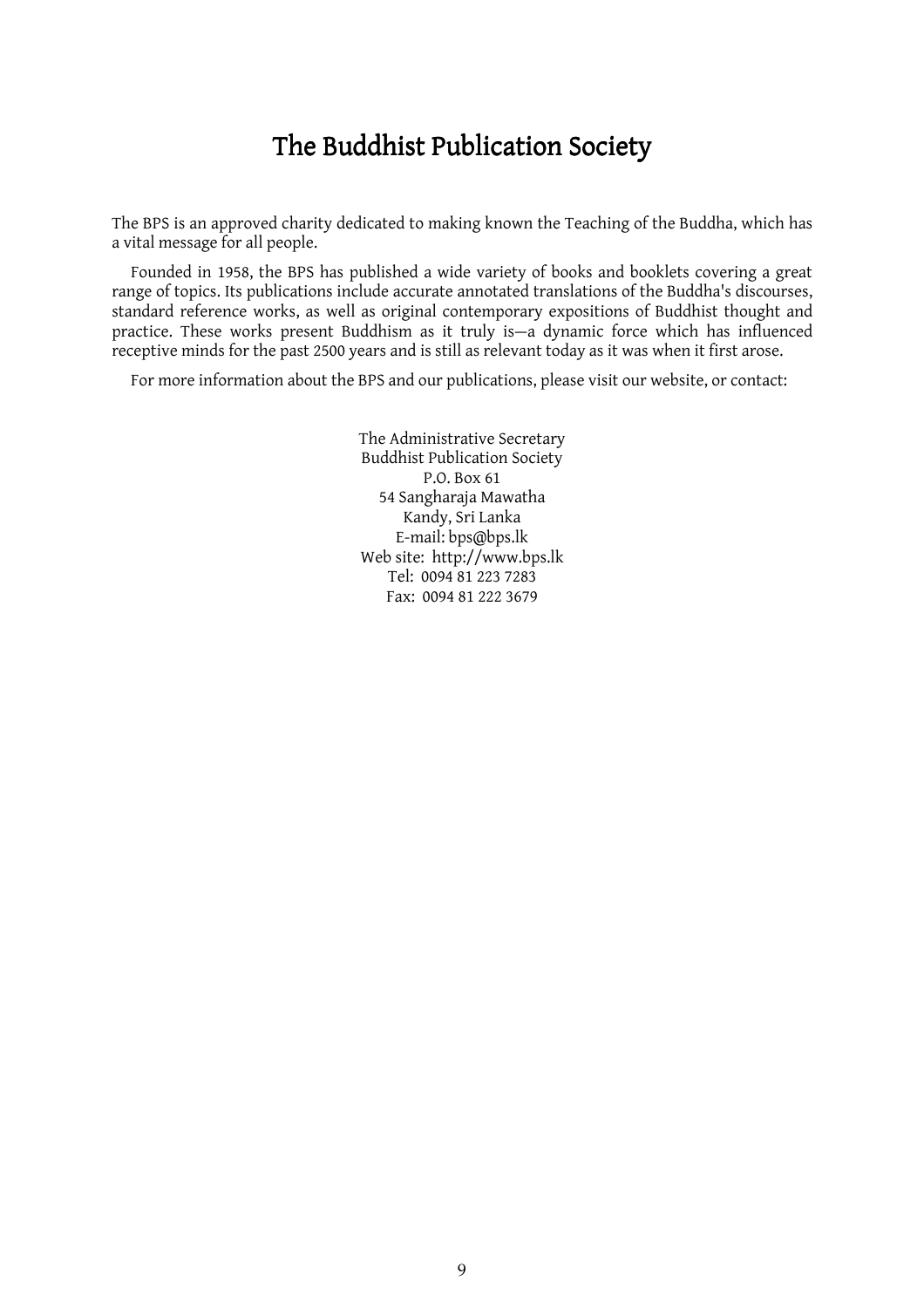# The Buddhist Publication Society

The BPS is an approved charity dedicated to making known the Teaching of the Buddha, which has a vital message for all people.

Founded in 1958, the BPS has published a wide variety of books and booklets covering a great range of topics. Its publications include accurate annotated translations of the Buddha's discourses, standard reference works, as well as original contemporary expositions of Buddhist thought and practice. These works present Buddhism as it truly is—a dynamic force which has influenced receptive minds for the past 2500 years and is still as relevant today as it was when it first arose.

For more information about the BPS and our publications, please visit our website, or contact:

The Administrative Secretary
Buddhist Publication Society
P.O. Box 61
54 Sangharaja Mawatha
Kandy, Sri Lanka
E-mail: bps@bps.lk
Web site: http://www.bps.lk
Tel: 0094 81 223 7283
Fax: 0094 81 222 3679